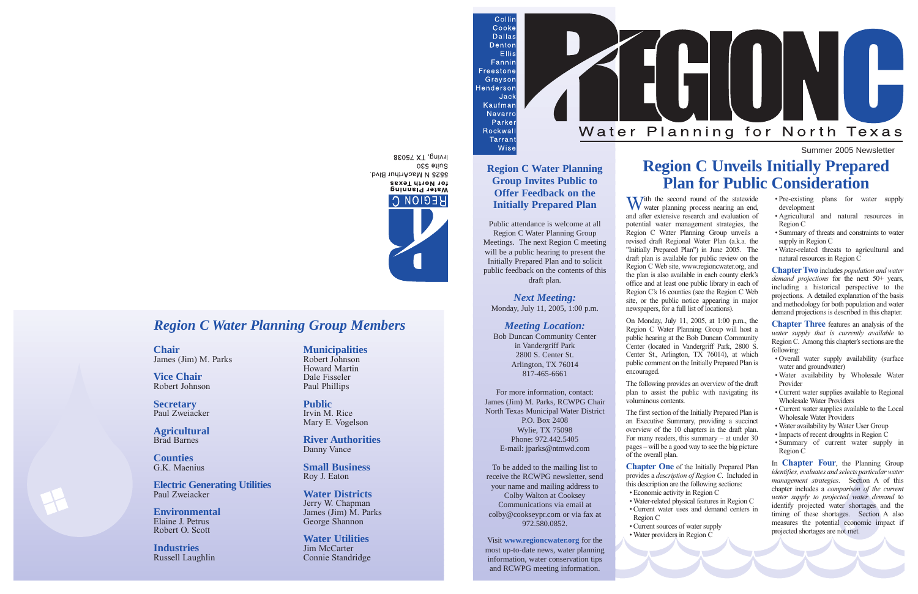Irving, TX 75038
Suite 530
5525 N MacArthur Blvd.
**Water Planning for North Texas**
REGION C

## *Region C Water Planning Group Members*

**Chair**
James (Jim) M. Parks

**Vice Chair**
Robert Johnson

**Secretary**
Paul Zweiacker

**Agricultural**
Brad Barnes

**Counties**
G.K. Maenius

**Electric Generating Utilities**
Paul Zweiacker

**Environmental**
Elaine J. Petrus
Robert O. Scott

**Industries**
Russell Laughlin

**Municipalities**
Robert Johnson
Howard Martin
Dale Fisseler
Paul Phillips

**Public**
Irvin M. Rice
Mary E. Vogelson

**River Authorities**
Danny Vance

**Small Business**
Roy J. Eaton

**Water Districts**
Jerry W. Chapman
James (Jim) M. Parks
George Shannon

**Water Utilities**
Jim McCarter
Connie Standridge

Collin
Cooke
Dallas
Denton
Ellis
Fannin
Freestone
Grayson
Henderson
Jack
Kaufman
Navarro
Parker
Rockwall
Tarrant
Wise

# REGION C

Water Planning for North Texas

Summer 2005 Newsletter

## Region C Water Planning Group Invites Public to Offer Feedback on the Initially Prepared Plan

Public attendance is welcome at all Region C Water Planning Group Meetings. The next Region C meeting will be a public hearing to present the Initially Prepared Plan and to solicit public feedback on the contents of this draft plan.

***Next Meeting:***
Monday, July 11, 2005, 1:00 p.m.

***Meeting Location:***
Bob Duncan Community Center
in Vandergriff Park
2800 S. Center St.
Arlington, TX 76014
817-465-6661

For more information, contact:
James (Jim) M. Parks, RCWPG Chair
North Texas Municipal Water District
P.O. Box 2408
Wylie, TX 75098
Phone: 972.442.5405
E-mail: jparks@ntmwd.com

To be added to the mailing list to receive the RCWPG newsletter, send your name and mailing address to Colby Walton at Cooksey Communications via email at colby@cookseypr.com or via fax at 972.580.0852.

Visit **www.regioncwater.org** for the most up-to-date news, water planning information, water conservation tips and RCWPG meeting information.

## Region C Unveils Initially Prepared Plan for Public Consideration

With the second round of the statewide water planning process nearing an end, and after extensive research and evaluation of potential water management strategies, the Region C Water Planning Group unveils a revised draft Regional Water Plan (a.k.a. the "Initially Prepared Plan") in June 2005. The draft plan is available for public review on the Region C Web site, www.regioncwater.org, and the plan is also available in each county clerk's office and at least one public library in each of Region C's 16 counties (see the Region C Web site, or the public notice appearing in major newspapers, for a full list of locations).

On Monday, July 11, 2005, at 1:00 p.m., the Region C Water Planning Group will host a public hearing at the Bob Duncan Community Center (located in Vandergriff Park, 2800 S. Center St., Arlington, TX 76014), at which public comment on the Initially Prepared Plan is encouraged.

The following provides an overview of the draft plan to assist the public with navigating its voluminous contents.

The first section of the Initially Prepared Plan is an Executive Summary, providing a succinct overview of the 10 chapters in the draft plan. For many readers, this summary – at under 30 pages – will be a good way to see the big picture of the overall plan.

**Chapter One** of the Initially Prepared Plan provides a *description of Region C*. Included in this description are the following sections:

- Economic activity in Region C
- Water-related physical features in Region C
- Current water uses and demand centers in Region C
- Current sources of water supply
- Water providers in Region C
- Pre-existing plans for water supply development
- Agricultural and natural resources in Region C
- Summary of threats and constraints to water supply in Region C
- Water-related threats to agricultural and natural resources in Region C

**Chapter Two** includes *population and water demand projections* for the next 50+ years, including a historical perspective to the projections. A detailed explanation of the basis and methodology for both population and water demand projections is described in this chapter.

**Chapter Three** features an analysis of the *water supply that is currently available* to Region C. Among this chapter's sections are the following:

- Overall water supply availability (surface water and groundwater)
- Water availability by Wholesale Water Provider
- Current water supplies available to Regional Wholesale Water Providers
- Current water supplies available to the Local Wholesale Water Providers
- Water availability by Water User Group
- Impacts of recent droughts in Region C
- Summary of current water supply in Region C

In **Chapter Four**, the Planning Group *identifies, evaluates and selects particular water management strategies*. Section A of this chapter includes a *comparison of the current water supply to projected water demand* to identify projected water shortages and the timing of these shortages. Section A also measures the potential economic impact if projected shortages are not met.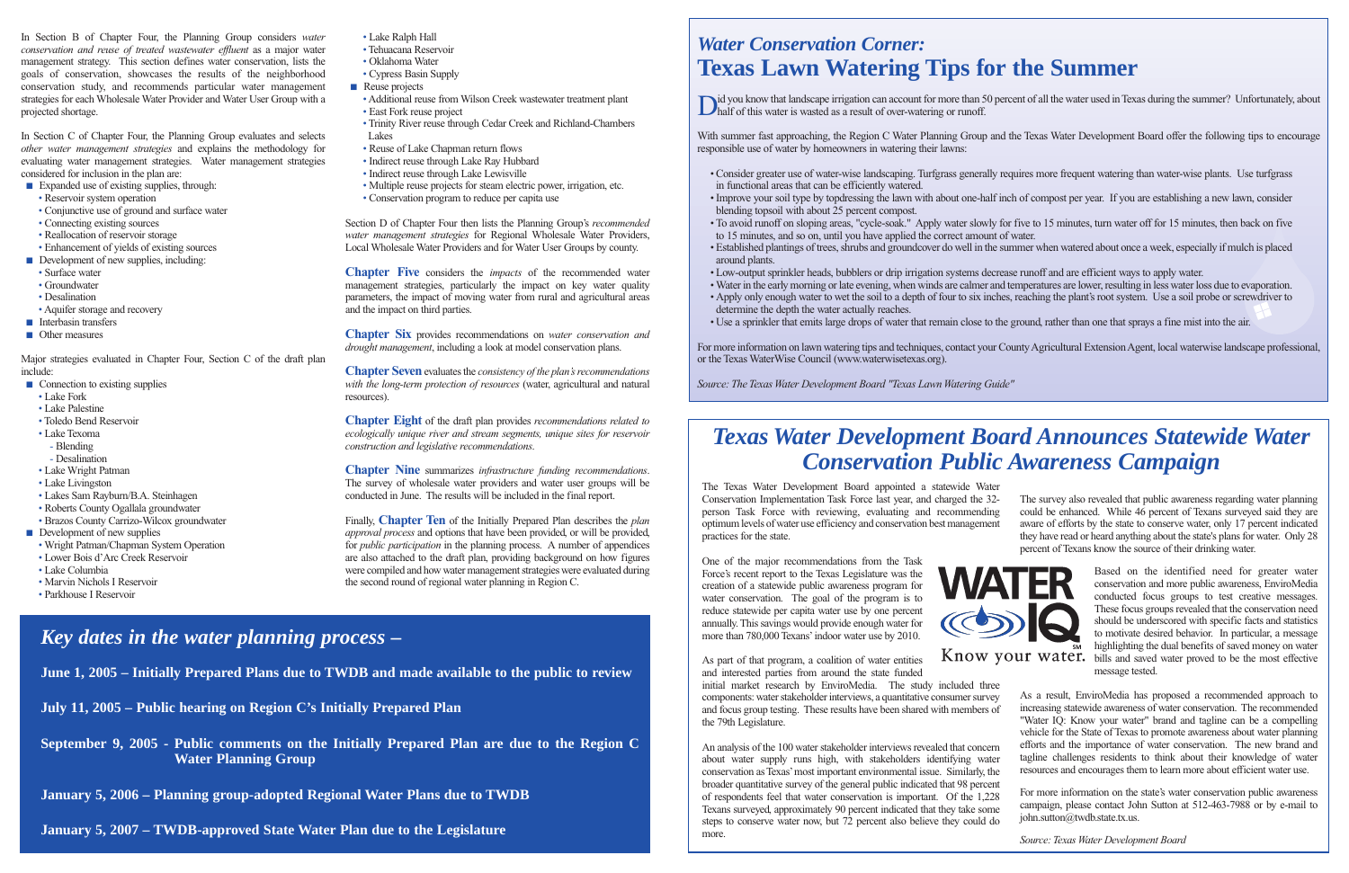In Section B of Chapter Four, the Planning Group considers *water conservation and reuse of treated wastewater effluent* as a major water management strategy. This section defines water conservation, lists the goals of conservation, showcases the results of the neighborhood conservation study, and recommends particular water management strategies for each Wholesale Water Provider and Water User Group with a projected shortage.

In Section C of Chapter Four, the Planning Group evaluates and selects *other water management strategies* and explains the methodology for evaluating water management strategies. Water management strategies considered for inclusion in the plan are:

- Expanded use of existing supplies, through:
  - Reservoir system operation
  - Conjunctive use of ground and surface water
  - Connecting existing sources
  - Reallocation of reservoir storage
  - Enhancement of yields of existing sources
- Development of new supplies, including:
  - Surface water
  - Groundwater
  - Desalination
  - Aquifer storage and recovery
- Interbasin transfers
- Other measures

Major strategies evaluated in Chapter Four, Section C of the draft plan include:

- Connection to existing supplies
  - Lake Fork
  - Lake Palestine
  - Toledo Bend Reservoir
  - Lake Texoma
    - Blending
    - Desalination
  - Lake Wright Patman
  - Lake Livingston
  - Lakes Sam Rayburn/B.A. Steinhagen
  - Roberts County Ogallala groundwater
  - Brazos County Carrizo-Wilcox groundwater
- Development of new supplies
  - Wright Patman/Chapman System Operation
  - Lower Bois d'Arc Creek Reservoir
  - Lake Columbia
  - Marvin Nichols I Reservoir
  - Parkhouse I Reservoir
  - Lake Ralph Hall
  - Tehuacana Reservoir
  - Oklahoma Water
  - Cypress Basin Supply
- Reuse projects
  - Additional reuse from Wilson Creek wastewater treatment plant
  - East Fork reuse project
  - Trinity River reuse through Cedar Creek and Richland-Chambers Lakes
  - Reuse of Lake Chapman return flows
  - Indirect reuse through Lake Ray Hubbard
  - Indirect reuse through Lake Lewisville
  - Multiple reuse projects for steam electric power, irrigation, etc.
  - Conservation program to reduce per capita use

Section D of Chapter Four then lists the Planning Group's *recommended water management strategies* for Regional Wholesale Water Providers, Local Wholesale Water Providers and for Water User Groups by county.

**Chapter Five** considers the *impacts* of the recommended water management strategies, particularly the impact on key water quality parameters, the impact of moving water from rural and agricultural areas and the impact on third parties.

**Chapter Six** provides recommendations on *water conservation and drought management*, including a look at model conservation plans.

**Chapter Seven** evaluates the *consistency of the plan's recommendations with the long-term protection of resources* (water, agricultural and natural resources).

**Chapter Eight** of the draft plan provides *recommendations related to ecologically unique river and stream segments, unique sites for reservoir construction and legislative recommendations*.

**Chapter Nine** summarizes *infrastructure funding recommendations*. The survey of wholesale water providers and water user groups will be conducted in June. The results will be included in the final report.

Finally, **Chapter Ten** of the Initially Prepared Plan describes the *plan approval process* and options that have been provided, or will be provided, for *public participation* in the planning process. A number of appendices are also attached to the draft plan, providing background on how figures were compiled and how water management strategies were evaluated during the second round of regional water planning in Region C.

## *Key dates in the water planning process –*

**June 1, 2005 – Initially Prepared Plans due to TWDB and made available to the public to review**

**July 11, 2005 – Public hearing on Region C's Initially Prepared Plan**

**September 9, 2005 - Public comments on the Initially Prepared Plan are due to the Region C Water Planning Group**

**January 5, 2006 – Planning group-adopted Regional Water Plans due to TWDB**

**January 5, 2007 – TWDB-approved State Water Plan due to the Legislature**

## *Water Conservation Corner:* Texas Lawn Watering Tips for the Summer

Did you know that landscape irrigation can account for more than 50 percent of all the water used in Texas during the summer? Unfortunately, about half of this water is wasted as a result of over-watering or runoff.

With summer fast approaching, the Region C Water Planning Group and the Texas Water Development Board offer the following tips to encourage responsible use of water by homeowners in watering their lawns:

- Consider greater use of water-wise landscaping. Turfgrass generally requires more frequent watering than water-wise plants. Use turfgrass in functional areas that can be efficiently watered.
- Improve your soil type by topdressing the lawn with about one-half inch of compost per year. If you are establishing a new lawn, consider blending topsoil with about 25 percent compost.
- To avoid runoff on sloping areas, "cycle-soak." Apply water slowly for five to 15 minutes, turn water off for 15 minutes, then back on for five to 15 minutes, and so on, until you have applied the correct amount of water.
- Established plantings of trees, shrubs and groundcover do well in the summer when watered about once a week, especially if mulch is placed around plants.
- Low-output sprinkler heads, bubblers or drip irrigation systems decrease runoff and are efficient ways to apply water.
- Water in the early morning or late evening, when winds are calmer and temperatures are lower, resulting in less water loss due to evaporation.
- Apply only enough water to wet the soil to a depth of four to six inches, reaching the plant's root system. Use a soil probe or screwdriver to determine the depth the water actually reaches.
- Use a sprinkler that emits large drops of water that remain close to the ground, rather than one that sprays a fine mist into the air.

For more information on lawn watering tips and techniques, contact your County Agricultural Extension Agent, local waterwise landscape professional, or the Texas WaterWise Council (www.waterwisetexas.org).

*Source: The Texas Water Development Board "Texas Lawn Watering Guide"*

## *Texas Water Development Board Announces Statewide Water Conservation Public Awareness Campaign*

The Texas Water Development Board appointed a statewide Water Conservation Implementation Task Force last year, and charged the 32-person Task Force with reviewing, evaluating and recommending optimum levels of water use efficiency and conservation best management practices for the state.

One of the major recommendations from the Task Force's recent report to the Texas Legislature was the creation of a statewide public awareness program for water conservation. The goal of the program is to reduce statewide per capita water use by one percent annually. This savings would provide enough water for more than 780,000 Texans' indoor water use by 2010.

As part of that program, a coalition of water entities and interested parties from around the state funded initial market research by EnviroMedia. The study included three components: water stakeholder interviews, a quantitative consumer survey and focus group testing. These results have been shared with members of the 79th Legislature.

An analysis of the 100 water stakeholder interviews revealed that concern about water supply runs high, with stakeholders identifying water conservation as Texas' most important environmental issue. Similarly, the broader quantitative survey of the general public indicated that 98 percent of respondents feel that water conservation is important. Of the 1,228 Texans surveyed, approximately 90 percent indicated that they take some steps to conserve water now, but 72 percent also believe they could do more.

The survey also revealed that public awareness regarding water planning could be enhanced. While 46 percent of Texans surveyed said they are aware of efforts by the state to conserve water, only 17 percent indicated they have read or heard anything about the state's plans for water. Only 28 percent of Texans know the source of their drinking water.

WATER IQ
Know your water.

Based on the identified need for greater water conservation and more public awareness, EnviroMedia conducted focus groups to test creative messages. These focus groups revealed that the conservation need should be underscored with specific facts and statistics to motivate desired behavior. In particular, a message highlighting the dual benefits of saved money on water bills and saved water proved to be the most effective message tested.

As a result, EnviroMedia has proposed a recommended approach to increasing statewide awareness of water conservation. The recommended "Water IQ: Know your water" brand and tagline can be a compelling vehicle for the State of Texas to promote awareness about water planning efforts and the importance of water conservation. The new brand and tagline challenges residents to think about their knowledge of water resources and encourages them to learn more about efficient water use.

For more information on the state's water conservation public awareness campaign, please contact John Sutton at 512-463-7988 or by e-mail to john.sutton@twdb.state.tx.us.

*Source: Texas Water Development Board*